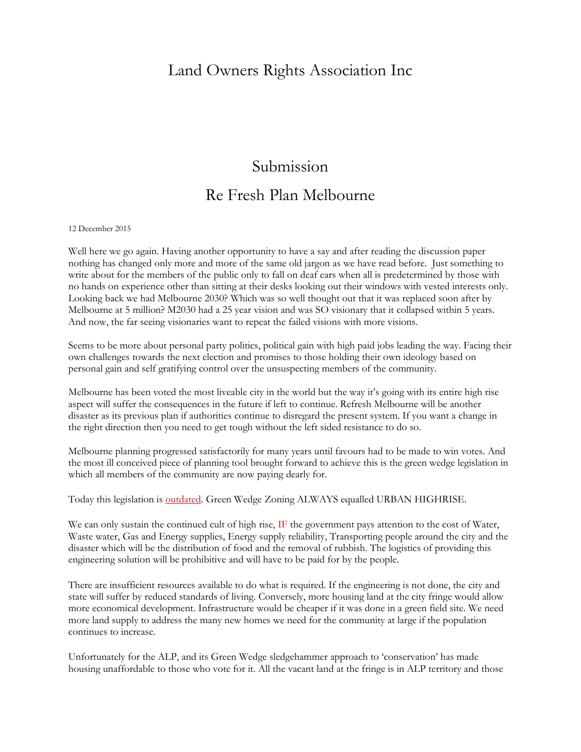# Land Owners Rights Association Inc

## Submission

## Re Fresh Plan Melbourne

12 December 2015

Well here we go again. Having another opportunity to have a say and after reading the discussion paper nothing has changed only more and more of the same old jargon as we have read before. Just something to write about for the members of the public only to fall on deaf ears when all is predetermined by those with no hands on experience other than sitting at their desks looking out their windows with vested interests only. Looking back we had Melbourne 2030? Which was so well thought out that it was replaced soon after by Melbourne at 5 million? M2030 had a 25 year vision and was SO visionary that it collapsed within 5 years. And now, the far seeing visionaries want to repeat the failed visions with more visions.

Seems to be more about personal party politics, political gain with high paid jobs leading the way. Facing their own challenges towards the next election and promises to those holding their own ideology based on personal gain and self gratifying control over the unsuspecting members of the community.

Melbourne has been voted the most liveable city in the world but the way it's going with its entire high rise aspect will suffer the consequences in the future if left to continue. Refresh Melbourne will be another disaster as its previous plan if authorities continue to disregard the present system. If you want a change in the right direction then you need to get tough without the left sided resistance to do so.

Melbourne planning progressed satisfactorily for many years until favours had to be made to win votes. And the most ill conceived piece of planning tool brought forward to achieve this is the green wedge legislation in which all members of the community are now paying dearly for.

Today this legislation is outdated. Green Wedge Zoning ALWAYS equalled URBAN HIGHRISE.

We can only sustain the continued cult of high rise, IF the government pays attention to the cost of Water, Waste water, Gas and Energy supplies, Energy supply reliability, Transporting people around the city and the disaster which will be the distribution of food and the removal of rubbish. The logistics of providing this engineering solution will be prohibitive and will have to be paid for by the people.

There are insufficient resources available to do what is required. If the engineering is not done, the city and state will suffer by reduced standards of living. Conversely, more housing land at the city fringe would allow more economical development. Infrastructure would be cheaper if it was done in a green field site. We need more land supply to address the many new homes we need for the community at large if the population continues to increase.

Unfortunately for the ALP, and its Green Wedge sledgehammer approach to 'conservation' has made housing unaffordable to those who vote for it. All the vacant land at the fringe is in ALP territory and those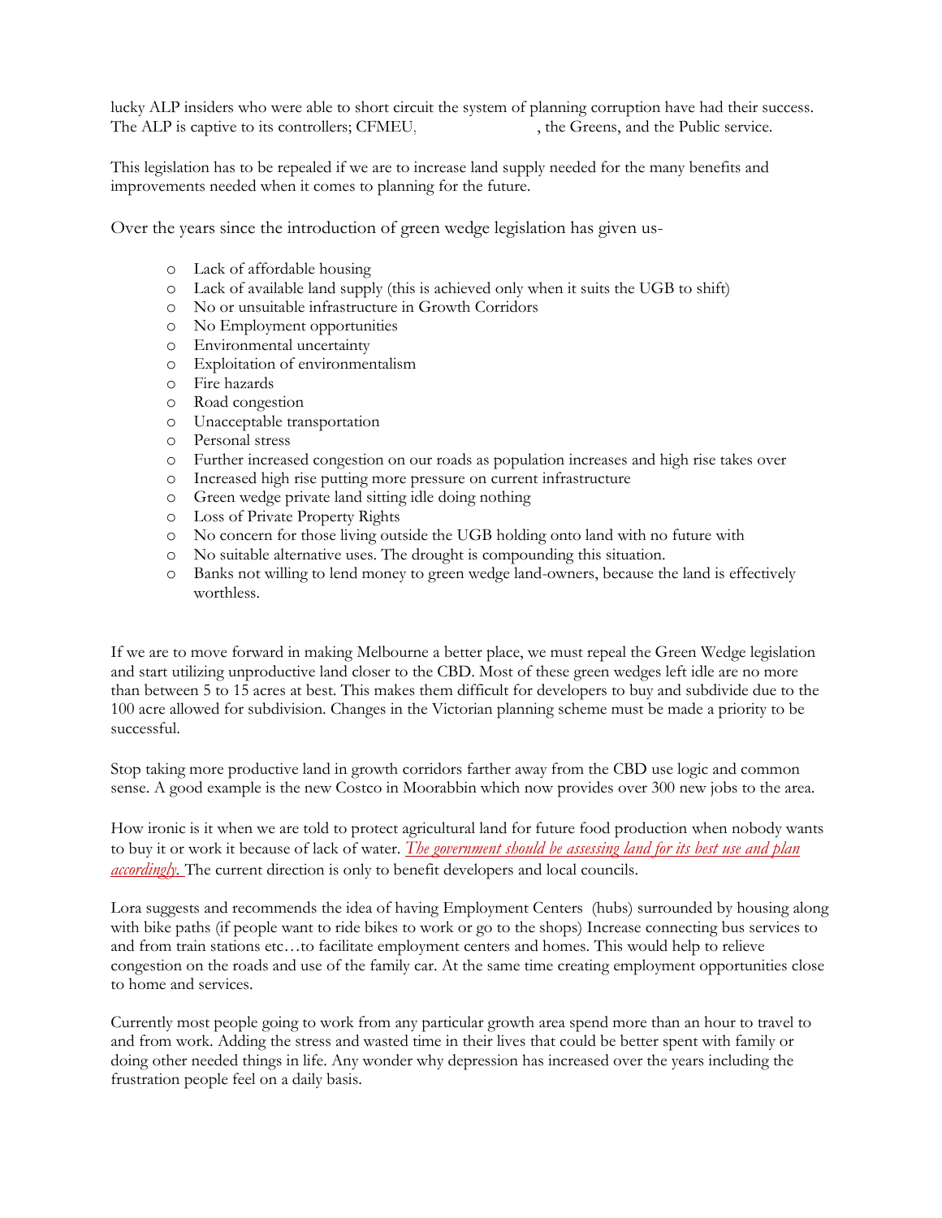lucky ALP insiders who were able to short circuit the system of planning corruption have had their success. The ALP is captive to its controllers; CFMEU, , the Greens, and the Public service.

This legislation has to be repealed if we are to increase land supply needed for the many benefits and improvements needed when it comes to planning for the future.

Over the years since the introduction of green wedge legislation has given us-

- Lack of affordable housing
- Lack of available land supply (this is achieved only when it suits the UGB to shift)
- No or unsuitable infrastructure in Growth Corridors
- No Employment opportunities
- Environmental uncertainty
- Exploitation of environmentalism
- Fire hazards
- Road congestion
- Unacceptable transportation
- Personal stress
- Further increased congestion on our roads as population increases and high rise takes over
- Increased high rise putting more pressure on current infrastructure
- Green wedge private land sitting idle doing nothing
- Loss of Private Property Rights
- No concern for those living outside the UGB holding onto land with no future with
- No suitable alternative uses. The drought is compounding this situation.
- Banks not willing to lend money to green wedge land-owners, because the land is effectively worthless.

If we are to move forward in making Melbourne a better place, we must repeal the Green Wedge legislation and start utilizing unproductive land closer to the CBD. Most of these green wedges left idle are no more than between 5 to 15 acres at best. This makes them difficult for developers to buy and subdivide due to the 100 acre allowed for subdivision. Changes in the Victorian planning scheme must be made a priority to be successful.

Stop taking more productive land in growth corridors farther away from the CBD use logic and common sense. A good example is the new Costco in Moorabbin which now provides over 300 new jobs to the area.

How ironic is it when we are told to protect agricultural land for future food production when nobody wants to buy it or work it because of lack of water. *The government should be assessing land for its best use and plan accordingly.* The current direction is only to benefit developers and local councils.

Lora suggests and recommends the idea of having Employment Centers (hubs) surrounded by housing along with bike paths (if people want to ride bikes to work or go to the shops) Increase connecting bus services to and from train stations etc…to facilitate employment centers and homes. This would help to relieve congestion on the roads and use of the family car. At the same time creating employment opportunities close to home and services.

Currently most people going to work from any particular growth area spend more than an hour to travel to and from work. Adding the stress and wasted time in their lives that could be better spent with family or doing other needed things in life. Any wonder why depression has increased over the years including the frustration people feel on a daily basis.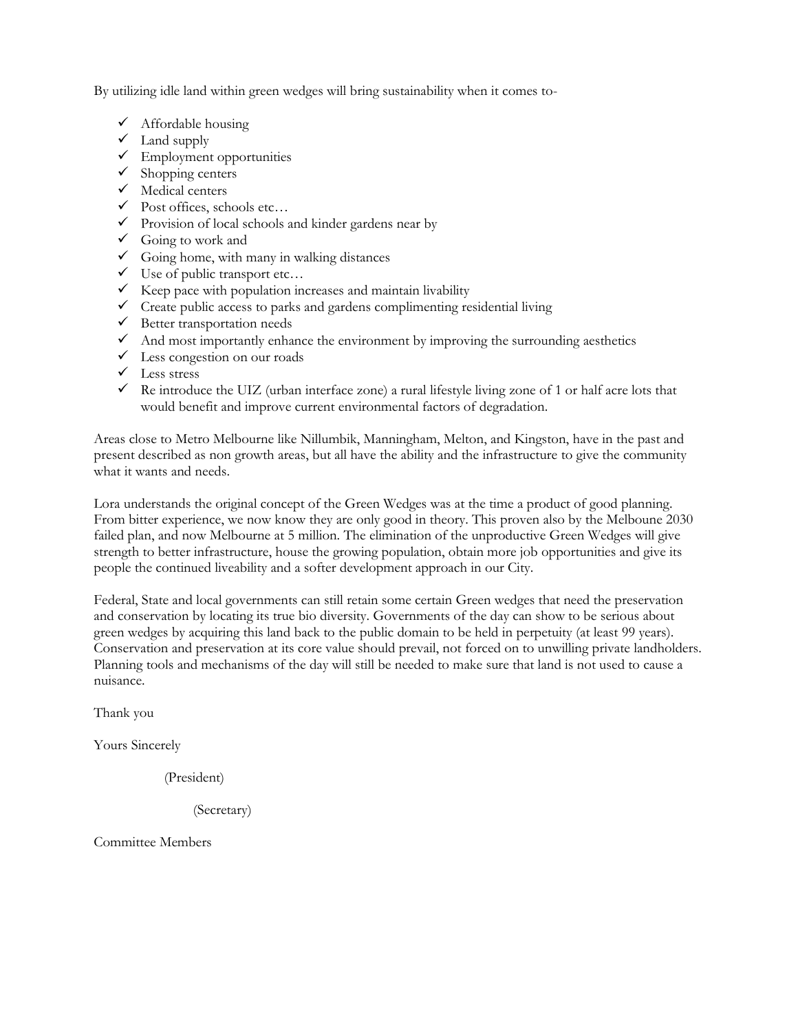By utilizing idle land within green wedges will bring sustainability when it comes to-

- ✓ Affordable housing
- ✓ Land supply
- ✓ Employment opportunities
- ✓ Shopping centers
- ✓ Medical centers
- ✓ Post offices, schools etc…
- ✓ Provision of local schools and kinder gardens near by
- ✓ Going to work and
- ✓ Going home, with many in walking distances
- ✓ Use of public transport etc…
- ✓ Keep pace with population increases and maintain livability
- ✓ Create public access to parks and gardens complimenting residential living
- ✓ Better transportation needs
- ✓ And most importantly enhance the environment by improving the surrounding aesthetics
- ✓ Less congestion on our roads
- ✓ Less stress
- ✓ Re introduce the UIZ (urban interface zone) a rural lifestyle living zone of 1 or half acre lots that would benefit and improve current environmental factors of degradation.

Areas close to Metro Melbourne like Nillumbik, Manningham, Melton, and Kingston, have in the past and present described as non growth areas, but all have the ability and the infrastructure to give the community what it wants and needs.

Lora understands the original concept of the Green Wedges was at the time a product of good planning. From bitter experience, we now know they are only good in theory. This proven also by the Melboune 2030 failed plan, and now Melbourne at 5 million. The elimination of the unproductive Green Wedges will give strength to better infrastructure, house the growing population, obtain more job opportunities and give its people the continued liveability and a softer development approach in our City.

Federal, State and local governments can still retain some certain Green wedges that need the preservation and conservation by locating its true bio diversity. Governments of the day can show to be serious about green wedges by acquiring this land back to the public domain to be held in perpetuity (at least 99 years). Conservation and preservation at its core value should prevail, not forced on to unwilling private landholders. Planning tools and mechanisms of the day will still be needed to make sure that land is not used to cause a nuisance.

Thank you

Yours Sincerely

(President)

(Secretary)

Committee Members